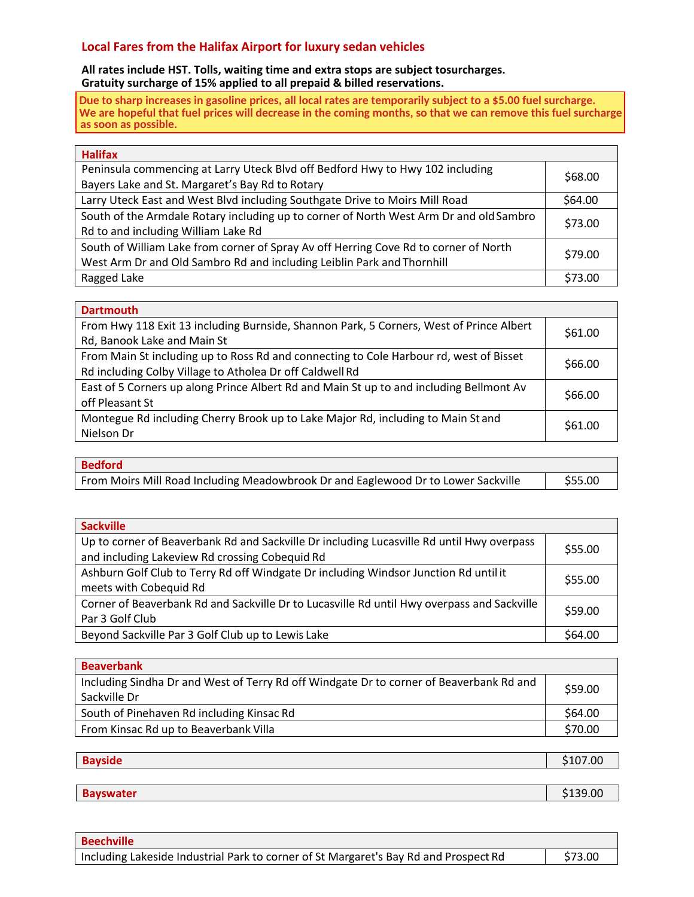## Local Fares from the Halifax Airport for luxury sedan vehicles

**All rates include HST. Tolls, waiting time and extra stops are subject tosurcharges.**
**Gratuity surcharge of 15% applied to all prepaid & billed reservations.**

**Due to sharp increases in gasoline prices, all local rates are temporarily subject to a $5.00 fuel surcharge. We are hopeful that fuel prices will decrease in the coming months, so that we can remove this fuel surcharge as soon as possible.**

| Halifax | |
|---|---|
| Peninsula commencing at Larry Uteck Blvd off Bedford Hwy to Hwy 102 including Bayers Lake and St. Margaret's Bay Rd to Rotary | $68.00 |
| Larry Uteck East and West Blvd including Southgate Drive to Moirs Mill Road | $64.00 |
| South of the Armdale Rotary including up to corner of North West Arm Dr and old Sambro Rd to and including William Lake Rd | $73.00 |
| South of William Lake from corner of Spray Av off Herring Cove Rd to corner of North West Arm Dr and Old Sambro Rd and including Leiblin Park and Thornhill | $79.00 |
| Ragged Lake | $73.00 |

| Dartmouth | |
|---|---|
| From Hwy 118 Exit 13 including Burnside, Shannon Park, 5 Corners, West of Prince Albert Rd, Banook Lake and Main St | $61.00 |
| From Main St including up to Ross Rd and connecting to Cole Harbour rd, west of Bisset Rd including Colby Village to Atholea Dr off Caldwell Rd | $66.00 |
| East of 5 Corners up along Prince Albert Rd and Main St up to and including Bellmont Av off Pleasant St | $66.00 |
| Montegue Rd including Cherry Brook up to Lake Major Rd, including to Main St and Nielson Dr | $61.00 |

| Bedford | |
|---|---|
| From Moirs Mill Road Including Meadowbrook Dr and Eaglewood Dr to Lower Sackville | $55.00 |

| Sackville | |
|---|---|
| Up to corner of Beaverbank Rd and Sackville Dr including Lucasville Rd until Hwy overpass and including Lakeview Rd crossing Cobequid Rd | $55.00 |
| Ashburn Golf Club to Terry Rd off Windgate Dr including Windsor Junction Rd until it meets with Cobequid Rd | $55.00 |
| Corner of Beaverbank Rd and Sackville Dr to Lucasville Rd until Hwy overpass and Sackville Par 3 Golf Club | $59.00 |
| Beyond Sackville Par 3 Golf Club up to Lewis Lake | $64.00 |

| Beaverbank | |
|---|---|
| Including Sindha Dr and West of Terry Rd off Windgate Dr to corner of Beaverbank Rd and Sackville Dr | $59.00 |
| South of Pinehaven Rd including Kinsac Rd | $64.00 |
| From Kinsac Rd up to Beaverbank Villa | $70.00 |

| Bayside | $107.00 |
|---|---|

| Bayswater | $139.00 |
|---|---|

| Beechville | |
|---|---|
| Including Lakeside Industrial Park to corner of St Margaret's Bay Rd and Prospect Rd | $73.00 |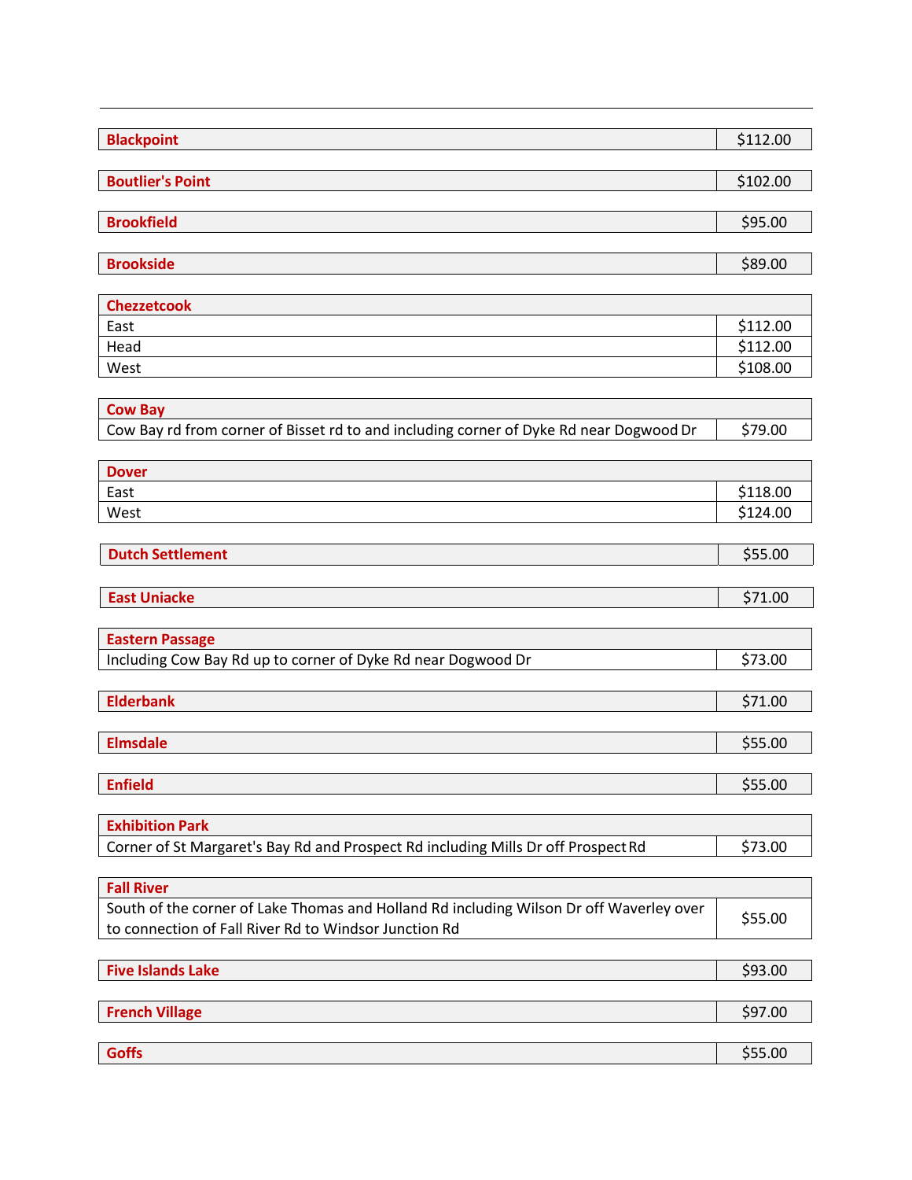| Location | Price |
|---|---|
| **Blackpoint** | $112.00 |

| Location | Price |
|---|---|
| **Boutlier's Point** | $102.00 |

| Location | Price |
|---|---|
| **Brookfield** | $95.00 |

| Location | Price |
|---|---|
| **Brookside** | $89.00 |

| **Chezzetcook** | |
|---|---|
| East | $112.00 |
| Head | $112.00 |
| West | $108.00 |

| **Cow Bay** | |
|---|---|
| Cow Bay rd from corner of Bisset rd to and including corner of Dyke Rd near Dogwood Dr | $79.00 |

| **Dover** | |
|---|---|
| East | $118.00 |
| West | $124.00 |

| Location | Price |
|---|---|
| **Dutch Settlement** | $55.00 |

| Location | Price |
|---|---|
| **East Uniacke** | $71.00 |

| **Eastern Passage** | |
|---|---|
| Including Cow Bay Rd up to corner of Dyke Rd near Dogwood Dr | $73.00 |

| Location | Price |
|---|---|
| **Elderbank** | $71.00 |

| Location | Price |
|---|---|
| **Elmsdale** | $55.00 |

| Location | Price |
|---|---|
| **Enfield** | $55.00 |

| **Exhibition Park** | |
|---|---|
| Corner of St Margaret's Bay Rd and Prospect Rd including Mills Dr off Prospect Rd | $73.00 |

| **Fall River** | |
|---|---|
| South of the corner of Lake Thomas and Holland Rd including Wilson Dr off Waverley over to connection of Fall River Rd to Windsor Junction Rd | $55.00 |

| Location | Price |
|---|---|
| **Five Islands Lake** | $93.00 |

| Location | Price |
|---|---|
| **French Village** | $97.00 |

| Location | Price |
|---|---|
| **Goffs** | $55.00 |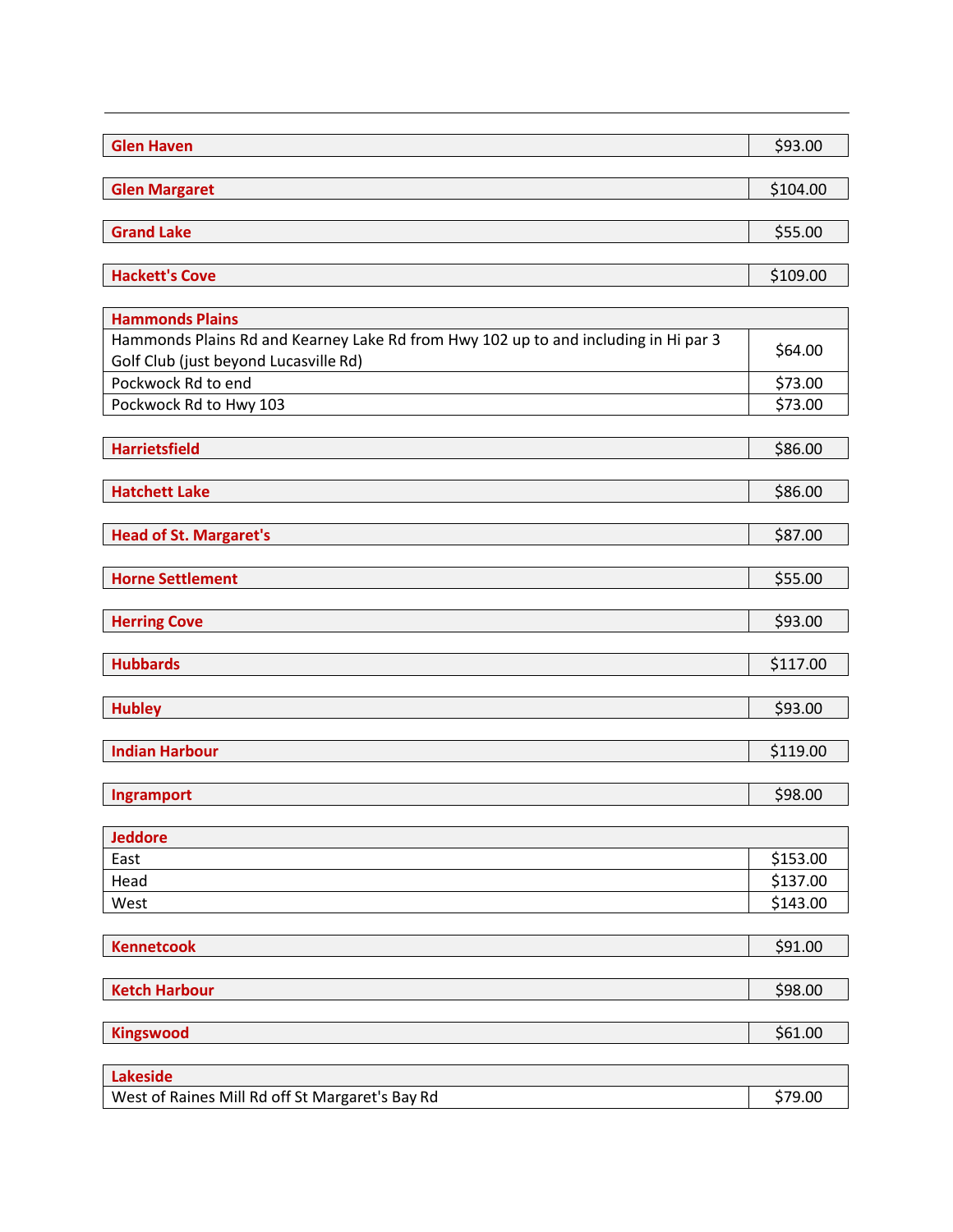| Location | Price |
|---|---|
| **Glen Haven** | $93.00 |
| **Glen Margaret** | $104.00 |
| **Grand Lake** | $55.00 |
| **Hackett's Cove** | $109.00 |
| **Hammonds Plains** | |
| Hammonds Plains Rd and Kearney Lake Rd from Hwy 102 up to and including in Hi par 3 Golf Club (just beyond Lucasville Rd) | $64.00 |
| Pockwock Rd to end | $73.00 |
| Pockwock Rd to Hwy 103 | $73.00 |
| **Harrietsfield** | $86.00 |
| **Hatchett Lake** | $86.00 |
| **Head of St. Margaret's** | $87.00 |
| **Horne Settlement** | $55.00 |
| **Herring Cove** | $93.00 |
| **Hubbards** | $117.00 |
| **Hubley** | $93.00 |
| **Indian Harbour** | $119.00 |
| **Ingramport** | $98.00 |
| **Jeddore** | |
| East | $153.00 |
| Head | $137.00 |
| West | $143.00 |
| **Kennetcook** | $91.00 |
| **Ketch Harbour** | $98.00 |
| **Kingswood** | $61.00 |
| **Lakeside** | |
| West of Raines Mill Rd off St Margaret's Bay Rd | $79.00 |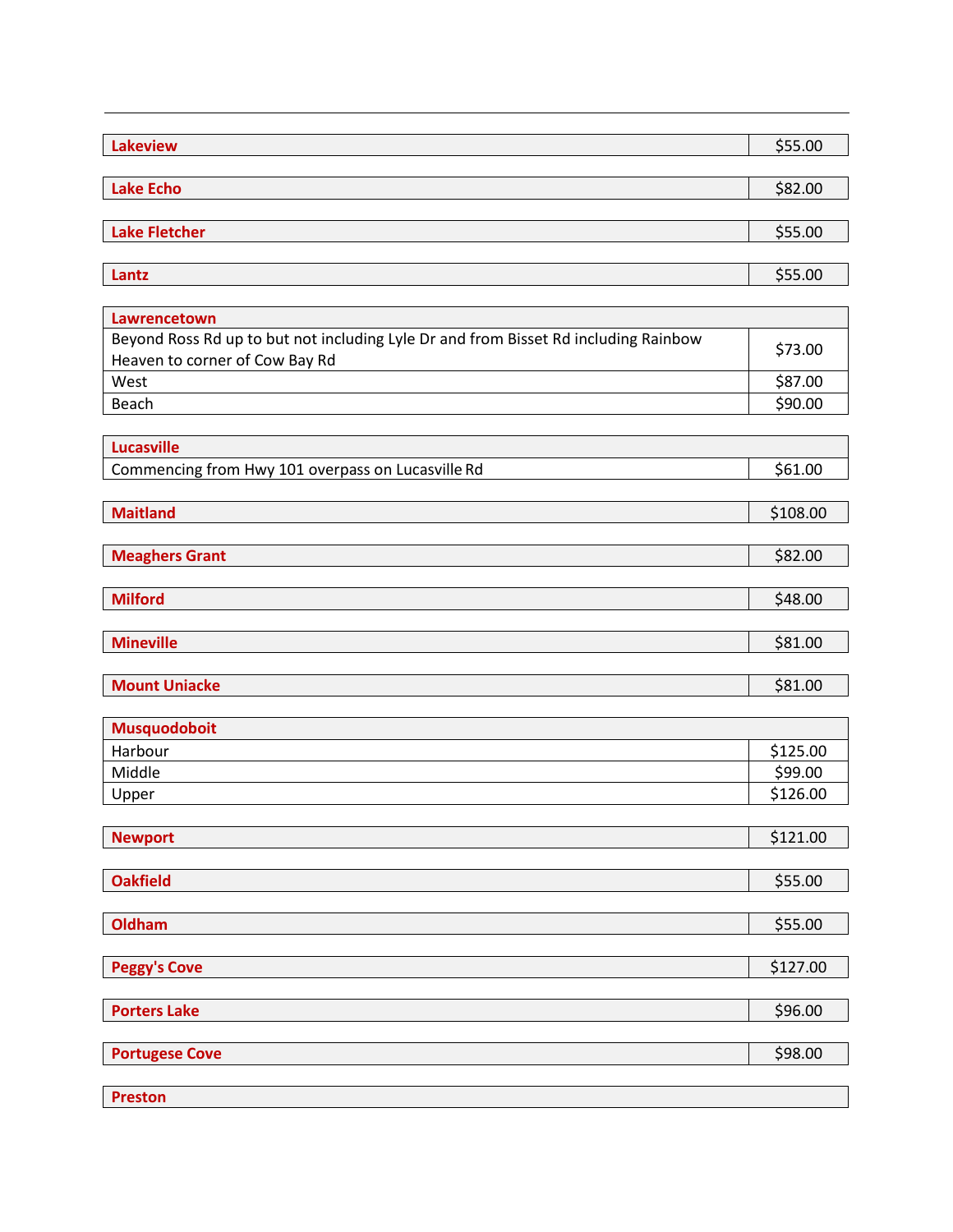| Lakeview | $55.00 |
|---|---|

| Lake Echo | $82.00 |
|---|---|

| Lake Fletcher | $55.00 |
|---|---|

| Lantz | $55.00 |
|---|---|

| Lawrencetown | |
|---|---|
| Beyond Ross Rd up to but not including Lyle Dr and from Bisset Rd including Rainbow Heaven to corner of Cow Bay Rd | $73.00 |
| West | $87.00 |
| Beach | $90.00 |

| Lucasville | |
|---|---|
| Commencing from Hwy 101 overpass on Lucasville Rd | $61.00 |

| Maitland | $108.00 |
|---|---|

| Meaghers Grant | $82.00 |
|---|---|

| Milford | $48.00 |
|---|---|

| Mineville | $81.00 |
|---|---|

| Mount Uniacke | $81.00 |
|---|---|

| Musquodoboit | |
|---|---|
| Harbour | $125.00 |
| Middle | $99.00 |
| Upper | $126.00 |

| Newport | $121.00 |
|---|---|

| Oakfield | $55.00 |
|---|---|

| Oldham | $55.00 |
|---|---|

| Peggy's Cove | $127.00 |
|---|---|

| Porters Lake | $96.00 |
|---|---|

| Portugese Cove | $98.00 |
|---|---|

| Preston | |
|---|---|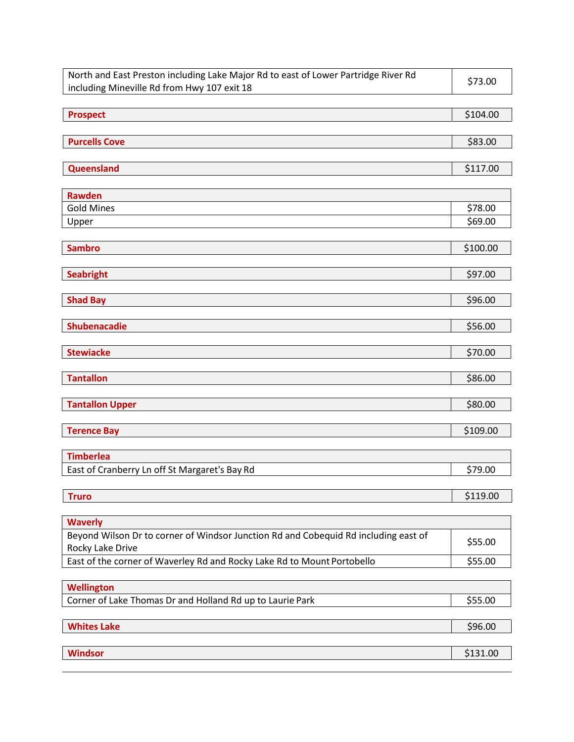| North and East Preston including Lake Major Rd to east of Lower Partridge River Rd including Mineville Rd from Hwy 107 exit 18 | $73.00 |
|---|---|

| **Prospect** | $104.00 |
|---|---|

| **Purcells Cove** | $83.00 |
|---|---|

| **Queensland** | $117.00 |
|---|---|

| **Rawden** | |
|---|---|
| Gold Mines | $78.00 |
| Upper | $69.00 |

| **Sambro** | $100.00 |
|---|---|

| **Seabright** | $97.00 |
|---|---|

| **Shad Bay** | $96.00 |
|---|---|

| **Shubenacadie** | $56.00 |
|---|---|

| **Stewiacke** | $70.00 |
|---|---|

| **Tantallon** | $86.00 |
|---|---|

| **Tantallon Upper** | $80.00 |
|---|---|

| **Terence Bay** | $109.00 |
|---|---|

| **Timberlea** | |
|---|---|
| East of Cranberry Ln off St Margaret's Bay Rd | $79.00 |

| **Truro** | $119.00 |
|---|---|

| **Waverly** | |
|---|---|
| Beyond Wilson Dr to corner of Windsor Junction Rd and Cobequid Rd including east of Rocky Lake Drive | $55.00 |
| East of the corner of Waverley Rd and Rocky Lake Rd to Mount Portobello | $55.00 |

| **Wellington** | |
|---|---|
| Corner of Lake Thomas Dr and Holland Rd up to Laurie Park | $55.00 |

| **Whites Lake** | $96.00 |
|---|---|

| **Windsor** | $131.00 |
|---|---|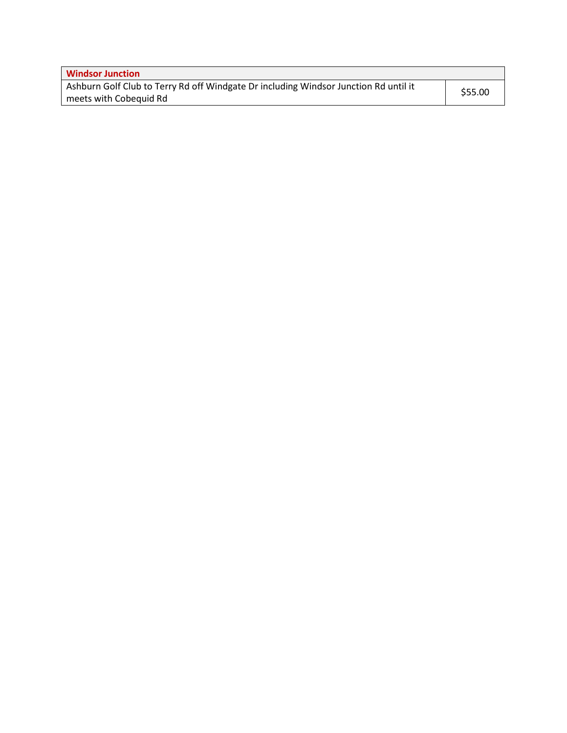| Windsor Junction | |
|---|---|
| Ashburn Golf Club to Terry Rd off Windgate Dr including Windsor Junction Rd until it meets with Cobequid Rd | $55.00 |